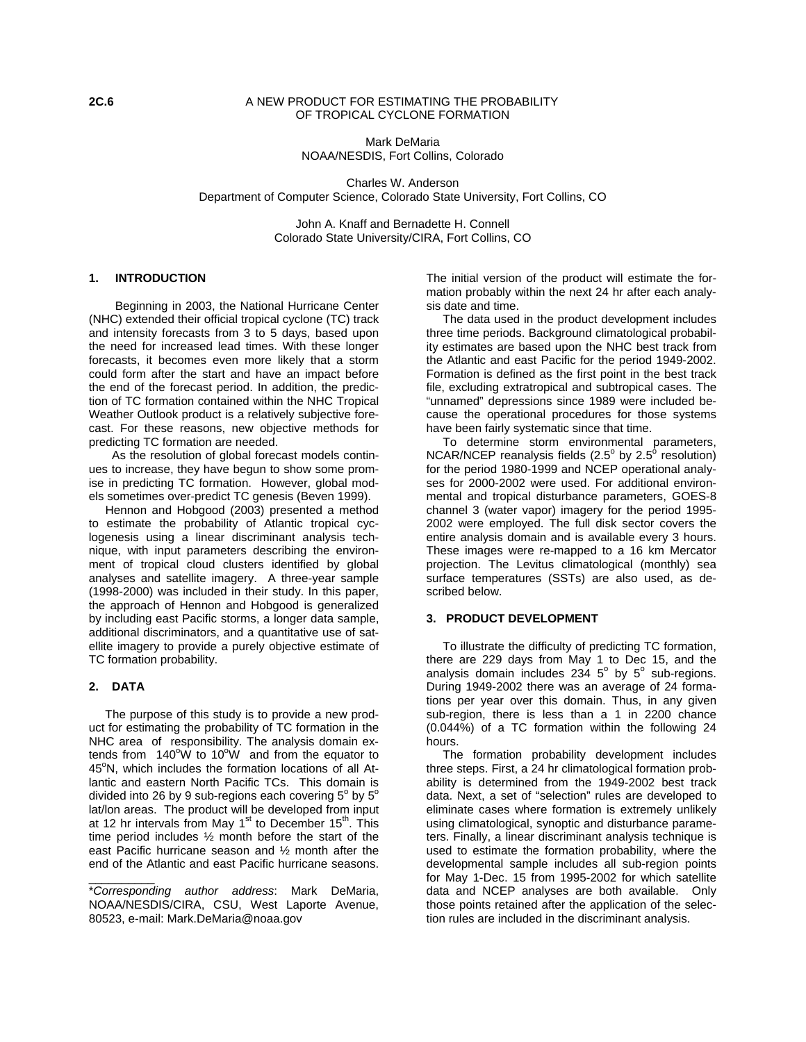**2C.6**

# A NEW PRODUCT FOR ESTIMATING THE PROBABILITY OF TROPICAL CYCLONE FORMATION

Mark DeMaria
NOAA/NESDIS, Fort Collins, Colorado

Charles W. Anderson
Department of Computer Science, Colorado State University, Fort Collins, CO

John A. Knaff and Bernadette H. Connell
Colorado State University/CIRA, Fort Collins, CO

## 1. INTRODUCTION

Beginning in 2003, the National Hurricane Center (NHC) extended their official tropical cyclone (TC) track and intensity forecasts from 3 to 5 days, based upon the need for increased lead times. With these longer forecasts, it becomes even more likely that a storm could form after the start and have an impact before the end of the forecast period. In addition, the prediction of TC formation contained within the NHC Tropical Weather Outlook product is a relatively subjective forecast. For these reasons, new objective methods for predicting TC formation are needed.

As the resolution of global forecast models continues to increase, they have begun to show some promise in predicting TC formation. However, global models sometimes over-predict TC genesis (Beven 1999).

Hennon and Hobgood (2003) presented a method to estimate the probability of Atlantic tropical cyclogenesis using a linear discriminant analysis technique, with input parameters describing the environment of tropical cloud clusters identified by global analyses and satellite imagery. A three-year sample (1998-2000) was included in their study. In this paper, the approach of Hennon and Hobgood is generalized by including east Pacific storms, a longer data sample, additional discriminators, and a quantitative use of satellite imagery to provide a purely objective estimate of TC formation probability.

## 2. DATA

The purpose of this study is to provide a new product for estimating the probability of TC formation in the NHC area of responsibility. The analysis domain extends from 140°W to 10°W and from the equator to 45°N, which includes the formation locations of all Atlantic and eastern North Pacific TCs. This domain is divided into 26 by 9 sub-regions each covering 5° by 5° lat/lon areas. The product will be developed from input at 12 hr intervals from May 1st to December 15th. This time period includes ½ month before the start of the east Pacific hurricane season and ½ month after the end of the Atlantic and east Pacific hurricane seasons. The initial version of the product will estimate the formation probably within the next 24 hr after each analysis date and time.

The data used in the product development includes three time periods. Background climatological probability estimates are based upon the NHC best track from the Atlantic and east Pacific for the period 1949-2002. Formation is defined as the first point in the best track file, excluding extratropical and subtropical cases. The "unnamed" depressions since 1989 were included because the operational procedures for those systems have been fairly systematic since that time.

To determine storm environmental parameters, NCAR/NCEP reanalysis fields (2.5° by 2.5° resolution) for the period 1980-1999 and NCEP operational analyses for 2000-2002 were used. For additional environmental and tropical disturbance parameters, GOES-8 channel 3 (water vapor) imagery for the period 1995-2002 were employed. The full disk sector covers the entire analysis domain and is available every 3 hours. These images were re-mapped to a 16 km Mercator projection. The Levitus climatological (monthly) sea surface temperatures (SSTs) are also used, as described below.

## 3. PRODUCT DEVELOPMENT

To illustrate the difficulty of predicting TC formation, there are 229 days from May 1 to Dec 15, and the analysis domain includes 234 5° by 5° sub-regions. During 1949-2002 there was an average of 24 formations per year over this domain. Thus, in any given sub-region, there is less than a 1 in 2200 chance (0.044%) of a TC formation within the following 24 hours.

The formation probability development includes three steps. First, a 24 hr climatological formation probability is determined from the 1949-2002 best track data. Next, a set of "selection" rules are developed to eliminate cases where formation is extremely unlikely using climatological, synoptic and disturbance parameters. Finally, a linear discriminant analysis technique is used to estimate the formation probability, where the developmental sample includes all sub-region points for May 1-Dec. 15 from 1995-2002 for which satellite data and NCEP analyses are both available. Only those points retained after the application of the selection rules are included in the discriminant analysis.

---

*Corresponding author address*: Mark DeMaria, NOAA/NESDIS/CIRA, CSU, West Laporte Avenue, 80523, e-mail: Mark.DeMaria@noaa.gov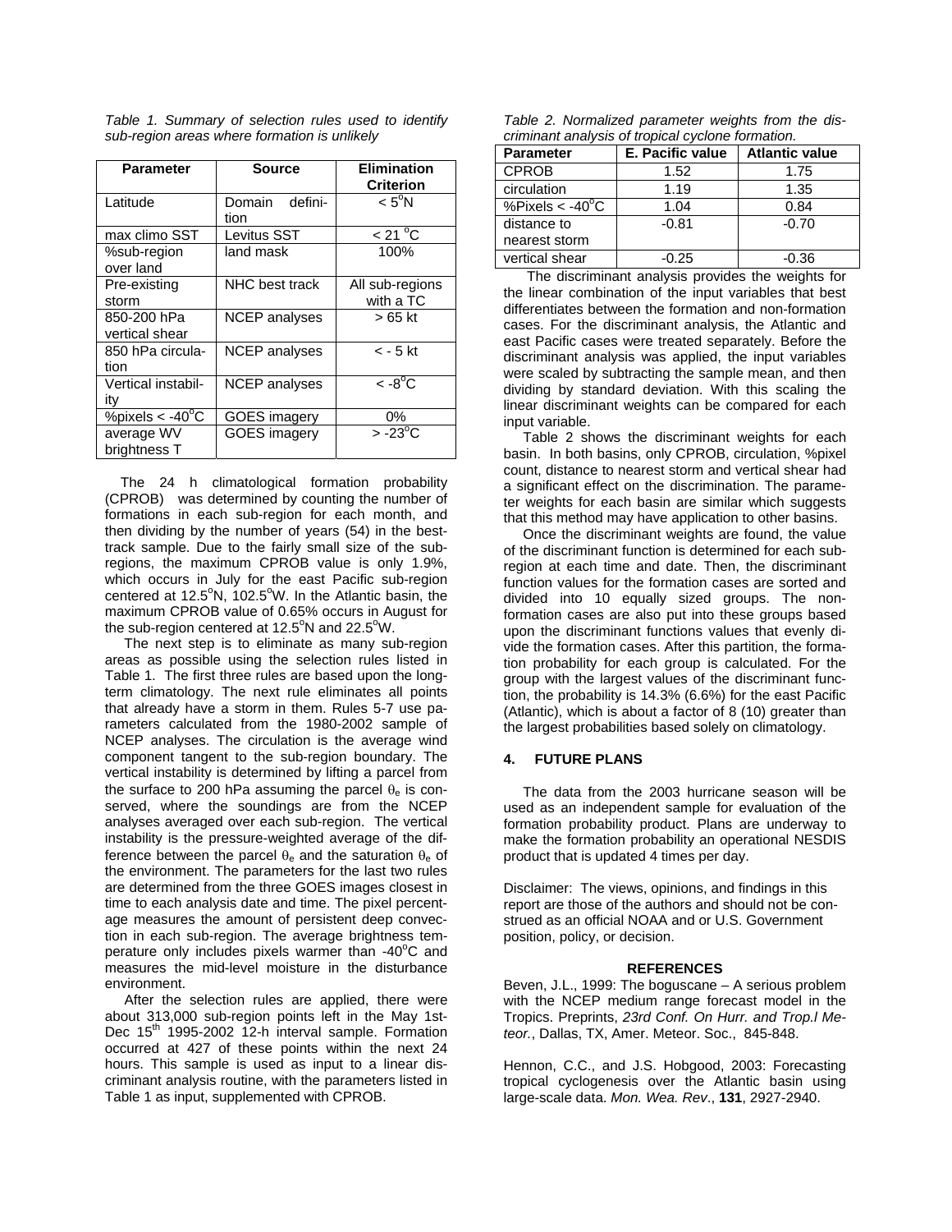*Table 1. Summary of selection rules used to identify sub-region areas where formation is unlikely*

| Parameter | Source | Elimination Criterion |
|---|---|---|
| Latitude | Domain definition | < 5°N |
| max climo SST | Levitus SST | < 21 °C |
| %sub-region over land | land mask | 100% |
| Pre-existing storm | NHC best track | All sub-regions with a TC |
| 850-200 hPa vertical shear | NCEP analyses | > 65 kt |
| 850 hPa circulation | NCEP analyses | < - 5 kt |
| Vertical instability | NCEP analyses | < -8°C |
| %pixels < -40°C | GOES imagery | 0% |
| average WV brightness T | GOES imagery | > -23°C |

The 24 h climatological formation probability (CPROB) was determined by counting the number of formations in each sub-region for each month, and then dividing by the number of years (54) in the best-track sample. Due to the fairly small size of the sub-regions, the maximum CPROB value is only 1.9%, which occurs in July for the east Pacific sub-region centered at 12.5°N, 102.5°W. In the Atlantic basin, the maximum CPROB value of 0.65% occurs in August for the sub-region centered at 12.5°N and 22.5°W.

The next step is to eliminate as many sub-region areas as possible using the selection rules listed in Table 1. The first three rules are based upon the long-term climatology. The next rule eliminates all points that already have a storm in them. Rules 5-7 use parameters calculated from the 1980-2002 sample of NCEP analyses. The circulation is the average wind component tangent to the sub-region boundary. The vertical instability is determined by lifting a parcel from the surface to 200 hPa assuming the parcel $\theta_e$ is conserved, where the soundings are from the NCEP analyses averaged over each sub-region. The vertical instability is the pressure-weighted average of the difference between the parcel $\theta_e$ and the saturation $\theta_e$ of the environment. The parameters for the last two rules are determined from the three GOES images closest in time to each analysis date and time. The pixel percentage measures the amount of persistent deep convection in each sub-region. The average brightness temperature only includes pixels warmer than -40°C and measures the mid-level moisture in the disturbance environment.

After the selection rules are applied, there were about 313,000 sub-region points left in the May 1st-Dec 15th 1995-2002 12-h interval sample. Formation occurred at 427 of these points within the next 24 hours. This sample is used as input to a linear discriminant analysis routine, with the parameters listed in Table 1 as input, supplemented with CPROB.

*Table 2. Normalized parameter weights from the discriminant analysis of tropical cyclone formation.*

| Parameter | E. Pacific value | Atlantic value |
|---|---|---|
| CPROB | 1.52 | 1.75 |
| circulation | 1.19 | 1.35 |
| %Pixels < -40°C | 1.04 | 0.84 |
| distance to nearest storm | -0.81 | -0.70 |
| vertical shear | -0.25 | -0.36 |

The discriminant analysis provides the weights for the linear combination of the input variables that best differentiates between the formation and non-formation cases. For the discriminant analysis, the Atlantic and east Pacific cases were treated separately. Before the discriminant analysis was applied, the input variables were scaled by subtracting the sample mean, and then dividing by standard deviation. With this scaling the linear discriminant weights can be compared for each input variable.

Table 2 shows the discriminant weights for each basin. In both basins, only CPROB, circulation, %pixel count, distance to nearest storm and vertical shear had a significant effect on the discrimination. The parameter weights for each basin are similar which suggests that this method may have application to other basins.

Once the discriminant weights are found, the value of the discriminant function is determined for each sub-region at each time and date. Then, the discriminant function values for the formation cases are sorted and divided into 10 equally sized groups. The non-formation cases are also put into these groups based upon the discriminant functions values that evenly divide the formation cases. After this partition, the formation probability for each group is calculated. For the group with the largest values of the discriminant function, the probability is 14.3% (6.6%) for the east Pacific (Atlantic), which is about a factor of 8 (10) greater than the largest probabilities based solely on climatology.

## 4. FUTURE PLANS

The data from the 2003 hurricane season will be used as an independent sample for evaluation of the formation probability product. Plans are underway to make the formation probability an operational NESDIS product that is updated 4 times per day.

Disclaimer: The views, opinions, and findings in this report are those of the authors and should not be construed as an official NOAA and or U.S. Government position, policy, or decision.

### REFERENCES

Beven, J.L., 1999: The boguscane – A serious problem with the NCEP medium range forecast model in the Tropics. Preprints, *23rd Conf. On Hurr. and Trop.l Meteor.*, Dallas, TX, Amer. Meteor. Soc., 845-848.

Hennon, C.C., and J.S. Hobgood, 2003: Forecasting tropical cyclogenesis over the Atlantic basin using large-scale data. *Mon. Wea. Rev*., **131**, 2927-2940.